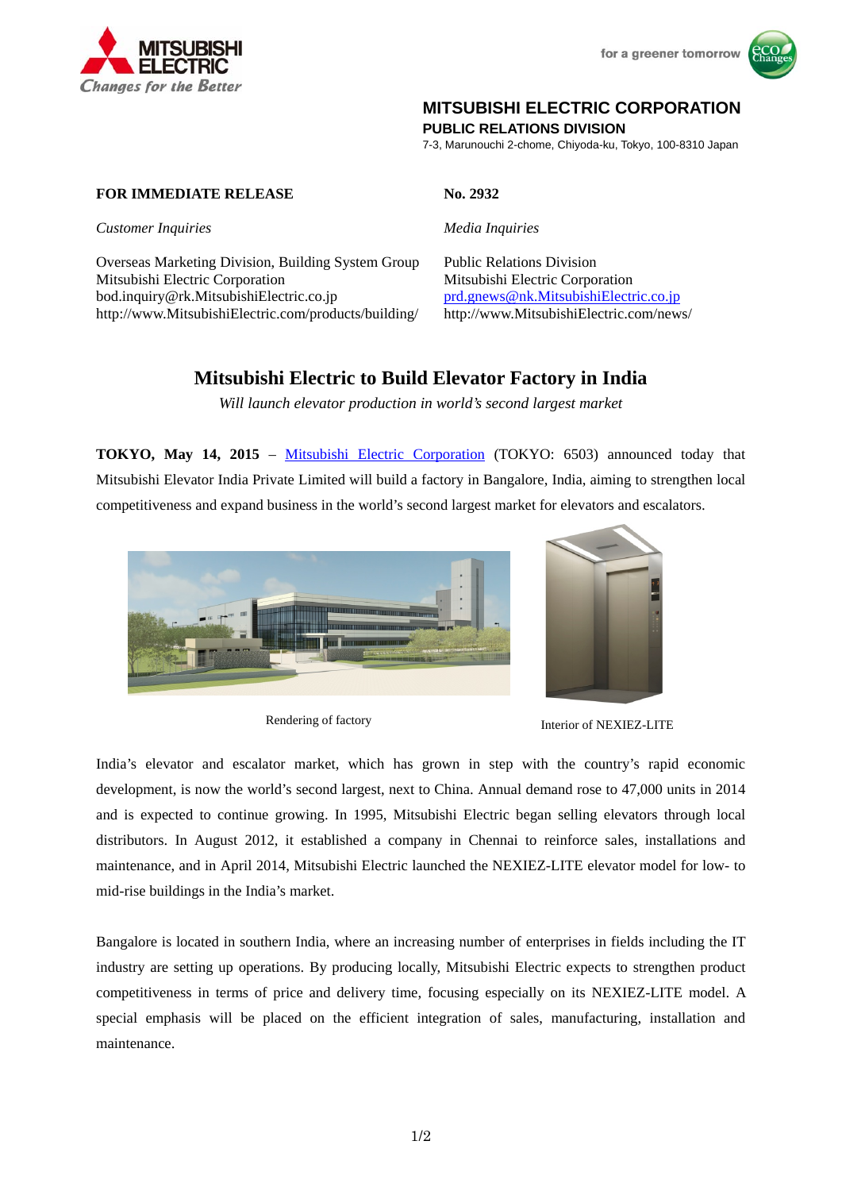MITSUBISHI ELECTRIC CORPORATION
**PUBLIC RELATIONS DIVISION**
7-3, Marunouchi 2-chome, Chiyoda-ku, Tokyo, 100-8310 Japan

**FOR IMMEDIATE RELEASE** **No. 2932**

*Customer Inquiries*

Overseas Marketing Division, Building System Group
Mitsubishi Electric Corporation
bod.inquiry@rk.MitsubishiElectric.co.jp
http://www.MitsubishiElectric.com/products/building/

*Media Inquiries*

Public Relations Division
Mitsubishi Electric Corporation
prd.gnews@nk.MitsubishiElectric.co.jp
http://www.MitsubishiElectric.com/news/

# Mitsubishi Electric to Build Elevator Factory in India

*Will launch elevator production in world's second largest market*

**TOKYO, May 14, 2015** – Mitsubishi Electric Corporation (TOKYO: 6503) announced today that Mitsubishi Elevator India Private Limited will build a factory in Bangalore, India, aiming to strengthen local competitiveness and expand business in the world's second largest market for elevators and escalators.

Rendering of factory

Interior of NEXIEZ-LITE

India's elevator and escalator market, which has grown in step with the country's rapid economic development, is now the world's second largest, next to China. Annual demand rose to 47,000 units in 2014 and is expected to continue growing. In 1995, Mitsubishi Electric began selling elevators through local distributors. In August 2012, it established a company in Chennai to reinforce sales, installations and maintenance, and in April 2014, Mitsubishi Electric launched the NEXIEZ-LITE elevator model for low- to mid-rise buildings in the India's market.

Bangalore is located in southern India, where an increasing number of enterprises in fields including the IT industry are setting up operations. By producing locally, Mitsubishi Electric expects to strengthen product competitiveness in terms of price and delivery time, focusing especially on its NEXIEZ-LITE model. A special emphasis will be placed on the efficient integration of sales, manufacturing, installation and maintenance.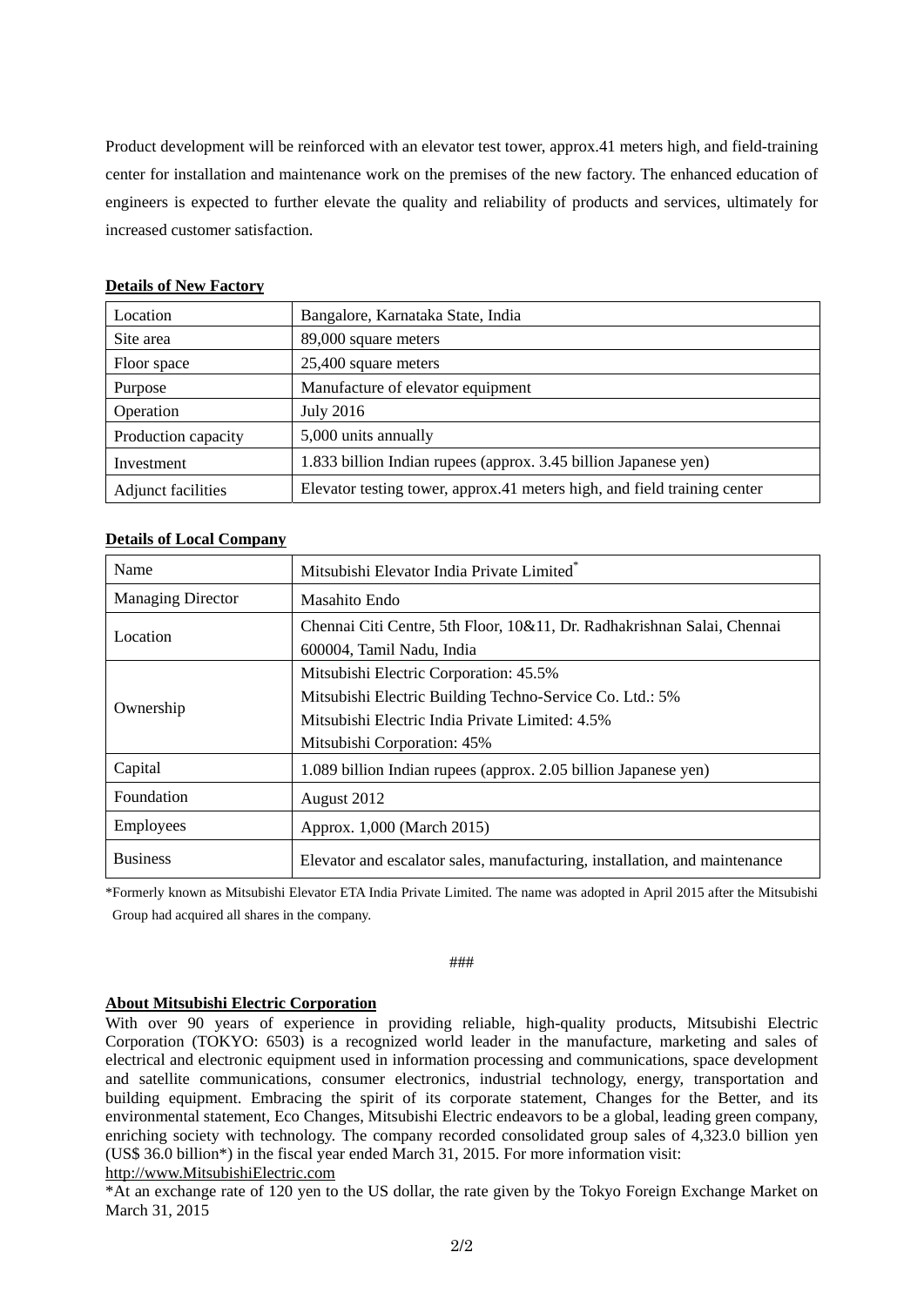Product development will be reinforced with an elevator test tower, approx.41 meters high, and field-training center for installation and maintenance work on the premises of the new factory. The enhanced education of engineers is expected to further elevate the quality and reliability of products and services, ultimately for increased customer satisfaction.

**Details of New Factory**

| | |
|---|---|
| Location | Bangalore, Karnataka State, India |
| Site area | 89,000 square meters |
| Floor space | 25,400 square meters |
| Purpose | Manufacture of elevator equipment |
| Operation | July 2016 |
| Production capacity | 5,000 units annually |
| Investment | 1.833 billion Indian rupees (approx. 3.45 billion Japanese yen) |
| Adjunct facilities | Elevator testing tower, approx.41 meters high, and field training center |

**Details of Local Company**

| | |
|---|---|
| Name | Mitsubishi Elevator India Private Limited* |
| Managing Director | Masahito Endo |
| Location | Chennai Citi Centre, 5th Floor, 10&11, Dr. Radhakrishnan Salai, Chennai 600004, Tamil Nadu, India |
| Ownership | Mitsubishi Electric Corporation: 45.5%<br>Mitsubishi Electric Building Techno-Service Co. Ltd.: 5%<br>Mitsubishi Electric India Private Limited: 4.5%<br>Mitsubishi Corporation: 45% |
| Capital | 1.089 billion Indian rupees (approx. 2.05 billion Japanese yen) |
| Foundation | August 2012 |
| Employees | Approx. 1,000 (March 2015) |
| Business | Elevator and escalator sales, manufacturing, installation, and maintenance |

*Formerly known as Mitsubishi Elevator ETA India Private Limited. The name was adopted in April 2015 after the Mitsubishi Group had acquired all shares in the company.

###

**About Mitsubishi Electric Corporation**

With over 90 years of experience in providing reliable, high-quality products, Mitsubishi Electric Corporation (TOKYO: 6503) is a recognized world leader in the manufacture, marketing and sales of electrical and electronic equipment used in information processing and communications, space development and satellite communications, consumer electronics, industrial technology, energy, transportation and building equipment. Embracing the spirit of its corporate statement, Changes for the Better, and its environmental statement, Eco Changes, Mitsubishi Electric endeavors to be a global, leading green company, enriching society with technology. The company recorded consolidated group sales of 4,323.0 billion yen (US$ 36.0 billion*) in the fiscal year ended March 31, 2015. For more information visit:
http://www.MitsubishiElectric.com

*At an exchange rate of 120 yen to the US dollar, the rate given by the Tokyo Foreign Exchange Market on March 31, 2015